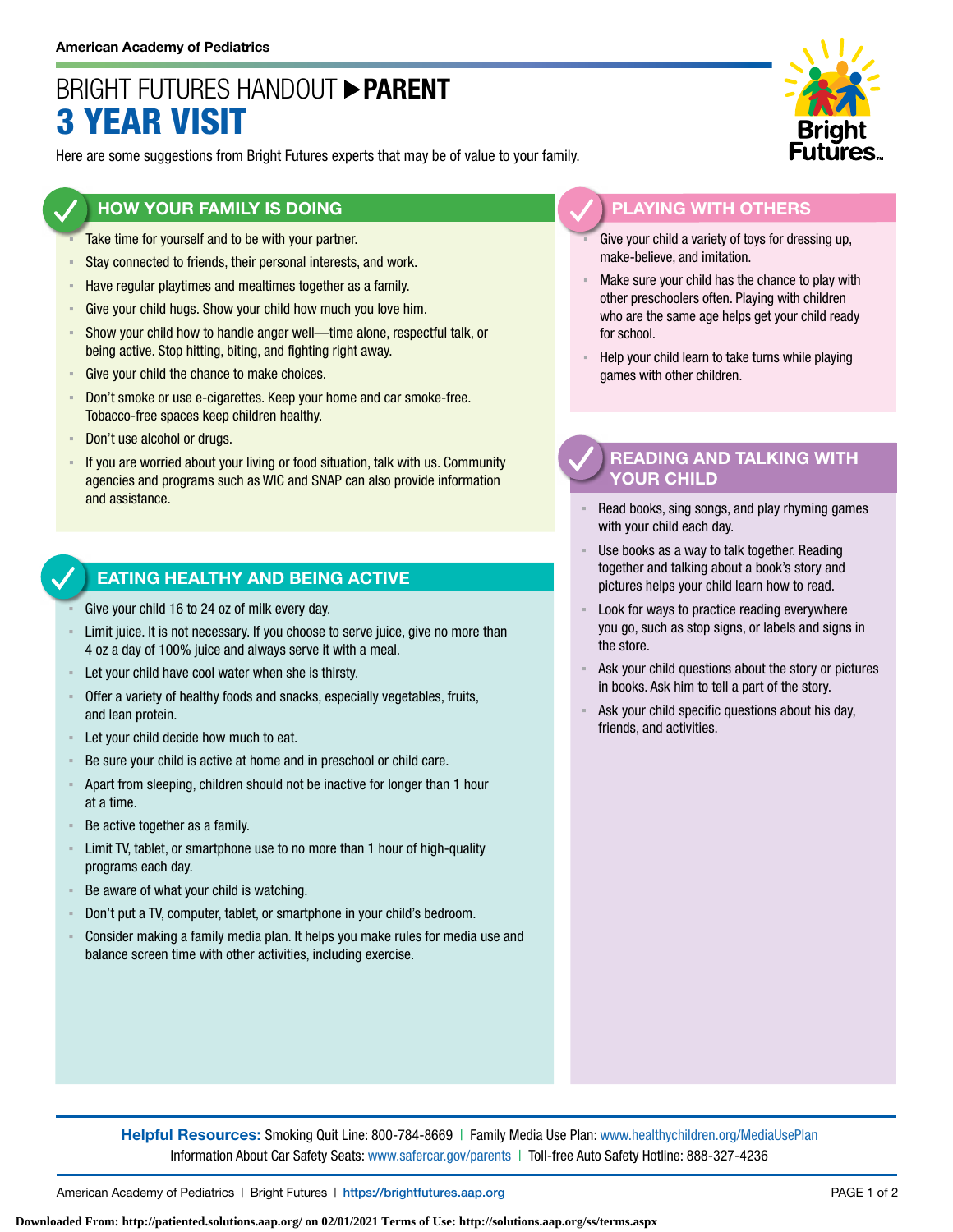American Academy of Pediatrics

# BRIGHT FUTURES HANDOUT ▶ PARENT
# 3 YEAR VISIT

Here are some suggestions from Bright Futures experts that may be of value to your family.

## HOW YOUR FAMILY IS DOING

- Take time for yourself and to be with your partner.
- Stay connected to friends, their personal interests, and work.
- Have regular playtimes and mealtimes together as a family.
- Give your child hugs. Show your child how much you love him.
- Show your child how to handle anger well—time alone, respectful talk, or being active. Stop hitting, biting, and fighting right away.
- Give your child the chance to make choices.
- Don't smoke or use e-cigarettes. Keep your home and car smoke-free. Tobacco-free spaces keep children healthy.
- Don't use alcohol or drugs.
- If you are worried about your living or food situation, talk with us. Community agencies and programs such as WIC and SNAP can also provide information and assistance.

## EATING HEALTHY AND BEING ACTIVE

- Give your child 16 to 24 oz of milk every day.
- Limit juice. It is not necessary. If you choose to serve juice, give no more than 4 oz a day of 100% juice and always serve it with a meal.
- Let your child have cool water when she is thirsty.
- Offer a variety of healthy foods and snacks, especially vegetables, fruits, and lean protein.
- Let your child decide how much to eat.
- Be sure your child is active at home and in preschool or child care.
- Apart from sleeping, children should not be inactive for longer than 1 hour at a time.
- Be active together as a family.
- Limit TV, tablet, or smartphone use to no more than 1 hour of high-quality programs each day.
- Be aware of what your child is watching.
- Don't put a TV, computer, tablet, or smartphone in your child's bedroom.
- Consider making a family media plan. It helps you make rules for media use and balance screen time with other activities, including exercise.

## PLAYING WITH OTHERS

- Give your child a variety of toys for dressing up, make-believe, and imitation.
- Make sure your child has the chance to play with other preschoolers often. Playing with children who are the same age helps get your child ready for school.
- Help your child learn to take turns while playing games with other children.

## READING AND TALKING WITH YOUR CHILD

- Read books, sing songs, and play rhyming games with your child each day.
- Use books as a way to talk together. Reading together and talking about a book's story and pictures helps your child learn how to read.
- Look for ways to practice reading everywhere you go, such as stop signs, or labels and signs in the store.
- Ask your child questions about the story or pictures in books. Ask him to tell a part of the story.
- Ask your child specific questions about his day, friends, and activities.

**Helpful Resources:** Smoking Quit Line: 800-784-8669 | Family Media Use Plan: www.healthychildren.org/MediaUsePlan
Information About Car Safety Seats: www.safercar.gov/parents | Toll-free Auto Safety Hotline: 888-327-4236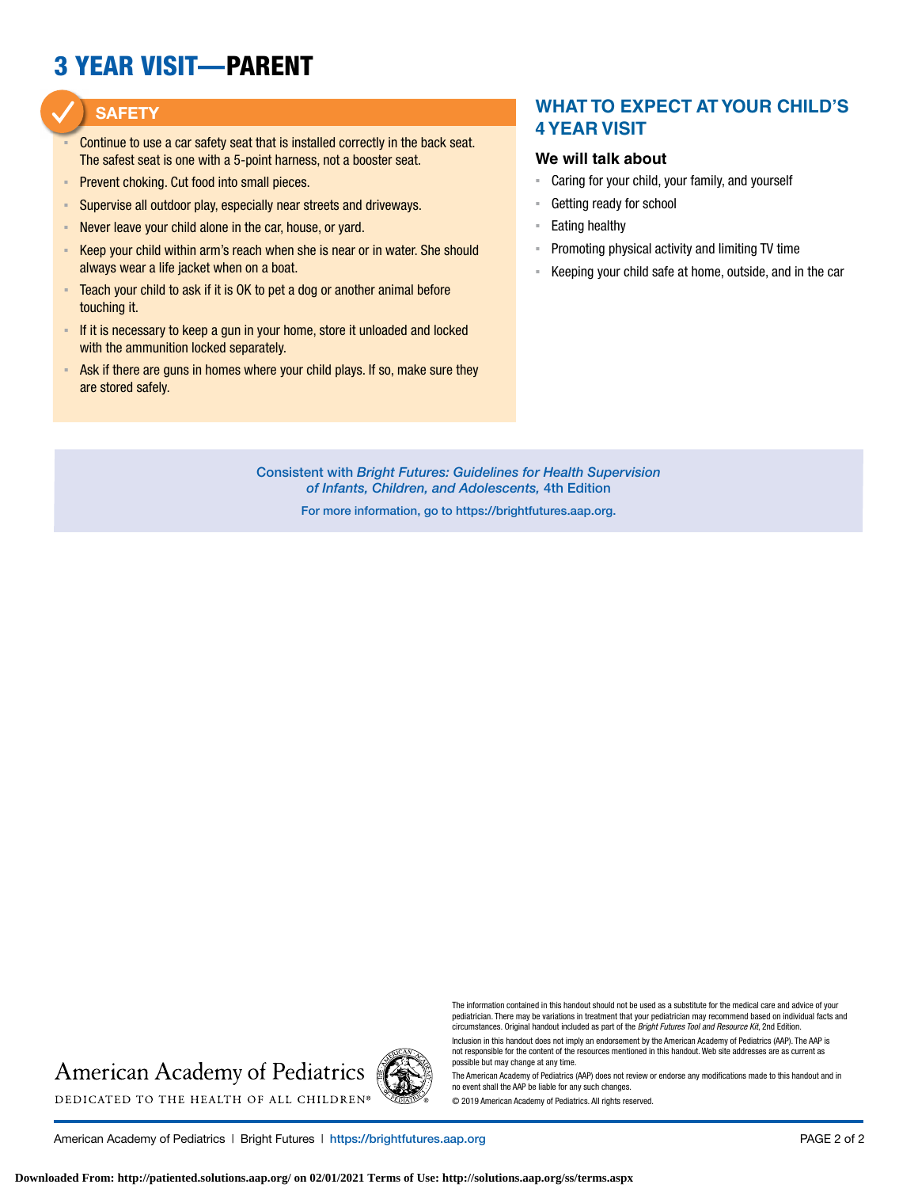# 3 YEAR VISIT—PARENT

## SAFETY

- Continue to use a car safety seat that is installed correctly in the back seat. The safest seat is one with a 5-point harness, not a booster seat.
- Prevent choking. Cut food into small pieces.
- Supervise all outdoor play, especially near streets and driveways.
- Never leave your child alone in the car, house, or yard.
- Keep your child within arm's reach when she is near or in water. She should always wear a life jacket when on a boat.
- Teach your child to ask if it is OK to pet a dog or another animal before touching it.
- If it is necessary to keep a gun in your home, store it unloaded and locked with the ammunition locked separately.
- Ask if there are guns in homes where your child plays. If so, make sure they are stored safely.

## WHAT TO EXPECT AT YOUR CHILD'S 4 YEAR VISIT

### We will talk about

- Caring for your child, your family, and yourself
- Getting ready for school
- Eating healthy
- Promoting physical activity and limiting TV time
- Keeping your child safe at home, outside, and in the car

Consistent with *Bright Futures: Guidelines for Health Supervision of Infants, Children, and Adolescents,* 4th Edition

For more information, go to https://brightfutures.aap.org.

American Academy of Pediatrics

DEDICATED TO THE HEALTH OF ALL CHILDREN®

The information contained in this handout should not be used as a substitute for the medical care and advice of your pediatrician. There may be variations in treatment that your pediatrician may recommend based on individual facts and circumstances. Original handout included as part of the *Bright Futures Tool and Resource Kit*, 2nd Edition.

Inclusion in this handout does not imply an endorsement by the American Academy of Pediatrics (AAP). The AAP is not responsible for the content of the resources mentioned in this handout. Web site addresses are as current as possible but may change at any time.

The American Academy of Pediatrics (AAP) does not review or endorse any modifications made to this handout and in no event shall the AAP be liable for any such changes.

© 2019 American Academy of Pediatrics. All rights reserved.

Downloaded From: http://patiented.solutions.aap.org/ on 02/01/2021 Terms of Use: http://solutions.aap.org/ss/terms.aspx